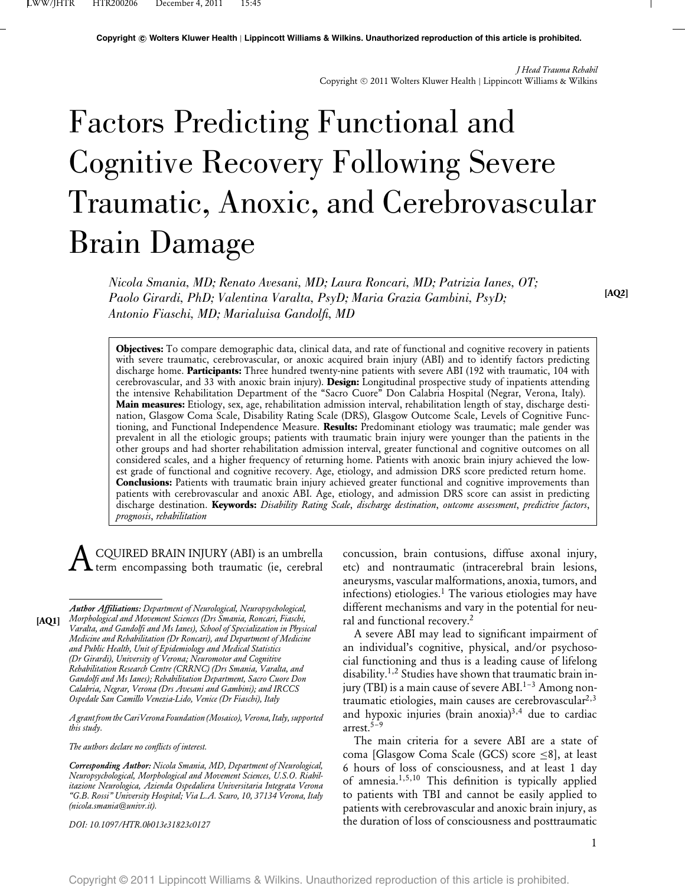# Factors Predicting Functional and Cognitive Recovery Following Severe Traumatic, Anoxic, and Cerebrovascular Brain Damage

*Nicola Smania, MD; Renato Avesani, MD; Laura Roncari, MD; Patrizia Ianes, OT; Paolo Girardi, PhD; Valentina Varalta, PsyD; Maria Grazia Gambini, PsyD; Antonio Fiaschi, MD; Marialuisa Gandolfi, MD*

**Objectives:** To compare demographic data, clinical data, and rate of functional and cognitive recovery in patients with severe traumatic, cerebrovascular, or anoxic acquired brain injury (ABI) and to identify factors predicting discharge home. **Participants:** Three hundred twenty-nine patients with severe ABI (192 with traumatic, 104 with cerebrovascular, and 33 with anoxic brain injury). **Design:** Longitudinal prospective study of inpatients attending the intensive Rehabilitation Department of the "Sacro Cuore" Don Calabria Hospital (Negrar, Verona, Italy). **Main measures:** Etiology, sex, age, rehabilitation admission interval, rehabilitation length of stay, discharge destination, Glasgow Coma Scale, Disability Rating Scale (DRS), Glasgow Outcome Scale, Levels of Cognitive Functioning, and Functional Independence Measure. **Results:** Predominant etiology was traumatic; male gender was prevalent in all the etiologic groups; patients with traumatic brain injury were younger than the patients in the other groups and had shorter rehabilitation admission interval, greater functional and cognitive outcomes on all considered scales, and a higher frequency of returning home. Patients with anoxic brain injury achieved the lowest grade of functional and cognitive recovery. Age, etiology, and admission DRS score predicted return home. **Conclusions:** Patients with traumatic brain injury achieved greater functional and cognitive improvements than patients with cerebrovascular and anoxic ABI. Age, etiology, and admission DRS score can assist in predicting discharge destination. **Keywords:** *Disability Rating Scale, discharge destination, outcome assessment, predictive factors, prognosis, rehabilitation*

ACQUIRED BRAIN INJURY (ABI) is an umbrella term encompassing both traumatic (ie, cerebral concussion, brain contusions, diffuse axonal injury, etc) and nontraumatic (intracerebral brain lesions, aneurysms, vascular malformations, anoxia, tumors, and infections) etiologies.[1] The various etiologies may have different mechanisms and vary in the potential for neural and functional recovery.[2]

A severe ABI may lead to significant impairment of an individual's cognitive, physical, and/or psychosocial functioning and thus is a leading cause of lifelong disability.[1,2] Studies have shown that traumatic brain injury (TBI) is a main cause of severe ABI.[1–3] Among nontraumatic etiologies, main causes are cerebrovascular[2,3] and hypoxic injuries (brain anoxia)[3,4] due to cardiac arrest.[5–9]

The main criteria for a severe ABI are a state of coma [Glasgow Coma Scale (GCS) score ≤8], at least 6 hours of loss of consciousness, and at least 1 day of amnesia.[1,5,10] This definition is typically applied to patients with TBI and cannot be easily applied to patients with cerebrovascular and anoxic brain injury, as the duration of loss of consciousness and posttraumatic

---

*Author Affiliations: Department of Neurological, Neuropsychological, Morphological and Movement Sciences (Drs Smania, Roncari, Fiaschi, Varalta, and Gandolfi and Ms Ianes), School of Specialization in Physical Medicine and Rehabilitation (Dr Roncari), and Department of Medicine and Public Health, Unit of Epidemiology and Medical Statistics (Dr Girardi), University of Verona; Neuromotor and Cognitive Rehabilitation Research Centre (CRRNC) (Drs Smania, Varalta, and Gandolfi and Ms Ianes); Rehabilitation Department, Sacro Cuore Don Calabria, Negrar, Verona (Drs Avesani and Gambini); and IRCCS Ospedale San Camillo Venezia-Lido, Venice (Dr Fiaschi), Italy*

*A grant from the CariVerona Foundation (Mosaico), Verona, Italy, supported this study.*

*The authors declare no conflicts of interest.*

***Corresponding Author:** Nicola Smania, MD, Department of Neurological, Neuropsychological, Morphological and Movement Sciences, U.S.O. Riabilitazione Neurologica, Azienda Ospedaliera Universitaria Integrata Verona "G.B. Rossi" University Hospital; Via L.A. Scuro, 10, 37134 Verona, Italy (nicola.smania@univr.it).*

*DOI: 10.1097/HTR.0b013e31823c0127*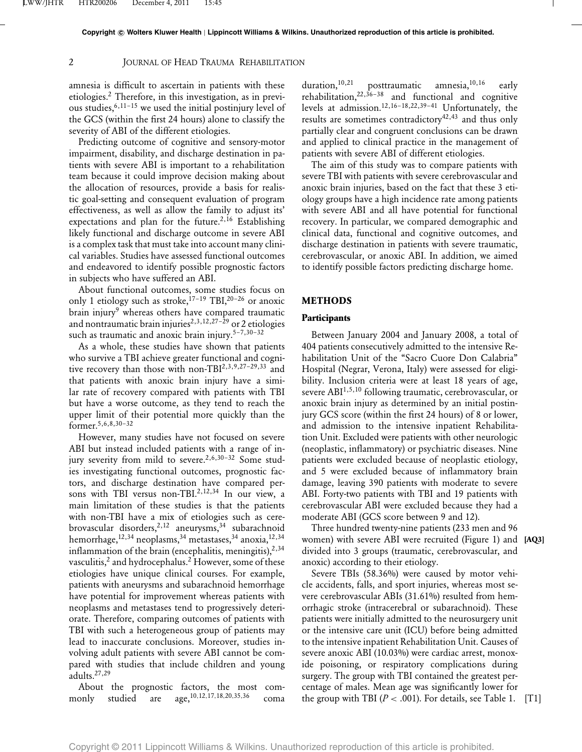amnesia is difficult to ascertain in patients with these etiologies.[2] Therefore, in this investigation, as in previous studies,[6,11–15] we used the initial postinjury level of the GCS (within the first 24 hours) alone to classify the severity of ABI of the different etiologies.

Predicting outcome of cognitive and sensory-motor impairment, disability, and discharge destination in patients with severe ABI is important to a rehabilitation team because it could improve decision making about the allocation of resources, provide a basis for realistic goal-setting and consequent evaluation of program effectiveness, as well as allow the family to adjust its' expectations and plan for the future.[2,16] Establishing likely functional and discharge outcome in severe ABI is a complex task that must take into account many clinical variables. Studies have assessed functional outcomes and endeavored to identify possible prognostic factors in subjects who have suffered an ABI.

About functional outcomes, some studies focus on only 1 etiology such as stroke,[17–19] TBI,[20–26] or anoxic brain injury[9] whereas others have compared traumatic and nontraumatic brain injuries[2,3,12,27–29] or 2 etiologies such as traumatic and anoxic brain injury.[5–7,30–32]

As a whole, these studies have shown that patients who survive a TBI achieve greater functional and cognitive recovery than those with non-TBI[2,3,9,27–29,33] and that patients with anoxic brain injury have a similar rate of recovery compared with patients with TBI but have a worse outcome, as they tend to reach the upper limit of their potential more quickly than the former.[5,6,8,30–32]

However, many studies have not focused on severe ABI but instead included patients with a range of injury severity from mild to severe.[2,6,30–32] Some studies investigating functional outcomes, prognostic factors, and discharge destination have compared persons with TBI versus non-TBI.[2,12,34] In our view, a main limitation of these studies is that the patients with non-TBI have a mix of etiologies such as cerebrovascular disorders,[2,12] aneurysms,[34] subarachnoid hemorrhage,[12,34] neoplasms,[34] metastases,[34] anoxia,[12,34] inflammation of the brain (encephalitis, meningitis),[2,34] vasculitis,[2] and hydrocephalus.[2] However, some of these etiologies have unique clinical courses. For example, patients with aneurysms and subarachnoid hemorrhage have potential for improvement whereas patients with neoplasms and metastases tend to progressively deteriorate. Therefore, comparing outcomes of patients with TBI with such a heterogeneous group of patients may lead to inaccurate conclusions. Moreover, studies involving adult patients with severe ABI cannot be compared with studies that include children and young adults.[27,29]

About the prognostic factors, the most commonly studied are age,[10,12,17,18,20,35,36] coma duration,[10,21] posttraumatic amnesia,[10,16] early rehabilitation,[22,36–38] and functional and cognitive levels at admission.[12,16–18,22,39–41] Unfortunately, the results are sometimes contradictory[42,43] and thus only partially clear and congruent conclusions can be drawn and applied to clinical practice in the management of patients with severe ABI of different etiologies.

The aim of this study was to compare patients with severe TBI with patients with severe cerebrovascular and anoxic brain injuries, based on the fact that these 3 etiology groups have a high incidence rate among patients with severe ABI and all have potential for functional recovery. In particular, we compared demographic and clinical data, functional and cognitive outcomes, and discharge destination in patients with severe traumatic, cerebrovascular, or anoxic ABI. In addition, we aimed to identify possible factors predicting discharge home.

## METHODS

### Participants

Between January 2004 and January 2008, a total of 404 patients consecutively admitted to the intensive Rehabilitation Unit of the "Sacro Cuore Don Calabria" Hospital (Negrar, Verona, Italy) were assessed for eligibility. Inclusion criteria were at least 18 years of age, severe ABI[1,5,10] following traumatic, cerebrovascular, or anoxic brain injury as determined by an initial postinjury GCS score (within the first 24 hours) of 8 or lower, and admission to the intensive inpatient Rehabilitation Unit. Excluded were patients with other neurologic (neoplastic, inflammatory) or psychiatric diseases. Nine patients were excluded because of neoplastic etiology, and 5 were excluded because of inflammatory brain damage, leaving 390 patients with moderate to severe ABI. Forty-two patients with TBI and 19 patients with cerebrovascular ABI were excluded because they had a moderate ABI (GCS score between 9 and 12).

Three hundred twenty-nine patients (233 men and 96 women) with severe ABI were recruited (Figure 1) and [AQ3] divided into 3 groups (traumatic, cerebrovascular, and anoxic) according to their etiology.

Severe TBIs (58.36%) were caused by motor vehicle accidents, falls, and sport injuries, whereas most severe cerebrovascular ABIs (31.61%) resulted from hemorrhagic stroke (intracerebral or subarachnoid). These patients were initially admitted to the neurosurgery unit or the intensive care unit (ICU) before being admitted to the intensive inpatient Rehabilitation Unit. Causes of severe anoxic ABI (10.03%) were cardiac arrest, monoxide poisoning, or respiratory complications during surgery. The group with TBI contained the greatest percentage of males. Mean age was significantly lower for the group with TBI ($P < .001$). For details, see Table 1. [T1]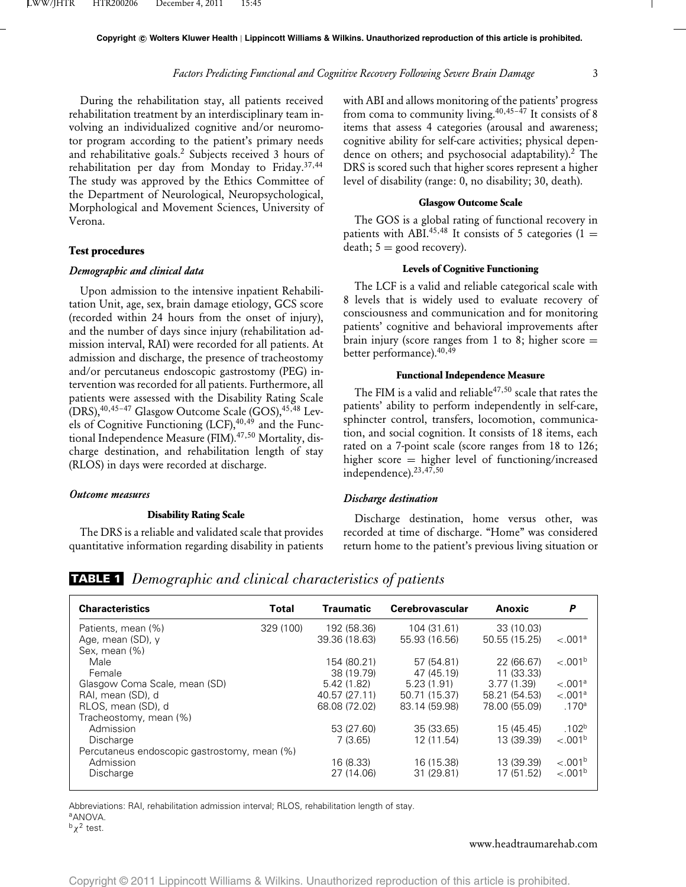During the rehabilitation stay, all patients received rehabilitation treatment by an interdisciplinary team involving an individualized cognitive and/or neuromotor program according to the patient's primary needs and rehabilitative goals.[2] Subjects received 3 hours of rehabilitation per day from Monday to Friday.[37,44] The study was approved by the Ethics Committee of the Department of Neurological, Neuropsychological, Morphological and Movement Sciences, University of Verona.

### Test procedures

#### *Demographic and clinical data*

Upon admission to the intensive inpatient Rehabilitation Unit, age, sex, brain damage etiology, GCS score (recorded within 24 hours from the onset of injury), and the number of days since injury (rehabilitation admission interval, RAI) were recorded for all patients. At admission and discharge, the presence of tracheostomy and/or percutaneus endoscopic gastrostomy (PEG) intervention was recorded for all patients. Furthermore, all patients were assessed with the Disability Rating Scale (DRS),[40,45–47] Glasgow Outcome Scale (GOS),[45,48] Levels of Cognitive Functioning (LCF),[40,49] and the Functional Independence Measure (FIM).[47,50] Mortality, discharge destination, and rehabilitation length of stay (RLOS) in days were recorded at discharge.

#### *Outcome measures*

**Disability Rating Scale**

The DRS is a reliable and validated scale that provides quantitative information regarding disability in patients with ABI and allows monitoring of the patients' progress from coma to community living.[40,45–47] It consists of 8 items that assess 4 categories (arousal and awareness; cognitive ability for self-care activities; physical dependence on others; and psychosocial adaptability).[2] The DRS is scored such that higher scores represent a higher level of disability (range: 0, no disability; 30, death).

**Glasgow Outcome Scale**

The GOS is a global rating of functional recovery in patients with ABI.[45,48] It consists of 5 categories (1 = death; 5 = good recovery).

**Levels of Cognitive Functioning**

The LCF is a valid and reliable categorical scale with 8 levels that is widely used to evaluate recovery of consciousness and communication and for monitoring patients' cognitive and behavioral improvements after brain injury (score ranges from 1 to 8; higher score = better performance).[40,49]

**Functional Independence Measure**

The FIM is a valid and reliable[47,50] scale that rates the patients' ability to perform independently in self-care, sphincter control, transfers, locomotion, communication, and social cognition. It consists of 18 items, each rated on a 7-point scale (score ranges from 18 to 126; higher score = higher level of functioning/increased independence).[23,47,50]

#### *Discharge destination*

Discharge destination, home versus other, was recorded at time of discharge. "Home" was considered return home to the patient's previous living situation or

**TABLE 1** *Demographic and clinical characteristics of patients*

| Characteristics | Total | Traumatic | Cerebrovascular | Anoxic | *P* |
|---|---|---|---|---|---|
| Patients, mean (%) | 329 (100) | 192 (58.36) | 104 (31.61) | 33 (10.03) | |
| Age, mean (SD), y | | 39.36 (18.63) | 55.93 (16.56) | 50.55 (15.25) | <.001[a] |
| Sex, mean (%) | | | | | |
| Male | | 154 (80.21) | 57 (54.81) | 22 (66.67) | <.001[b] |
| Female | | 38 (19.79) | 47 (45.19) | 11 (33.33) | |
| Glasgow Coma Scale, mean (SD) | | 5.42 (1.82) | 5.23 (1.91) | 3.77 (1.39) | <.001[a] |
| RAI, mean (SD), d | | 40.57 (27.11) | 50.71 (15.37) | 58.21 (54.53) | <.001[a] |
| RLOS, mean (SD), d | | 68.08 (72.02) | 83.14 (59.98) | 78.00 (55.09) | .170[a] |
| Tracheostomy, mean (%) | | | | | |
| Admission | | 53 (27.60) | 35 (33.65) | 15 (45.45) | .102[b] |
| Discharge | | 7 (3.65) | 12 (11.54) | 13 (39.39) | <.001[b] |
| Percutaneous endoscopic gastrostomy, mean (%) | | | | | |
| Admission | | 16 (8.33) | 16 (15.38) | 13 (39.39) | <.001[b] |
| Discharge | | 27 (14.06) | 31 (29.81) | 17 (51.52) | <.001[b] |

Abbreviations: RAI, rehabilitation admission interval; RLOS, rehabilitation length of stay.
[a]ANOVA.
[b]$\chi^2$ test.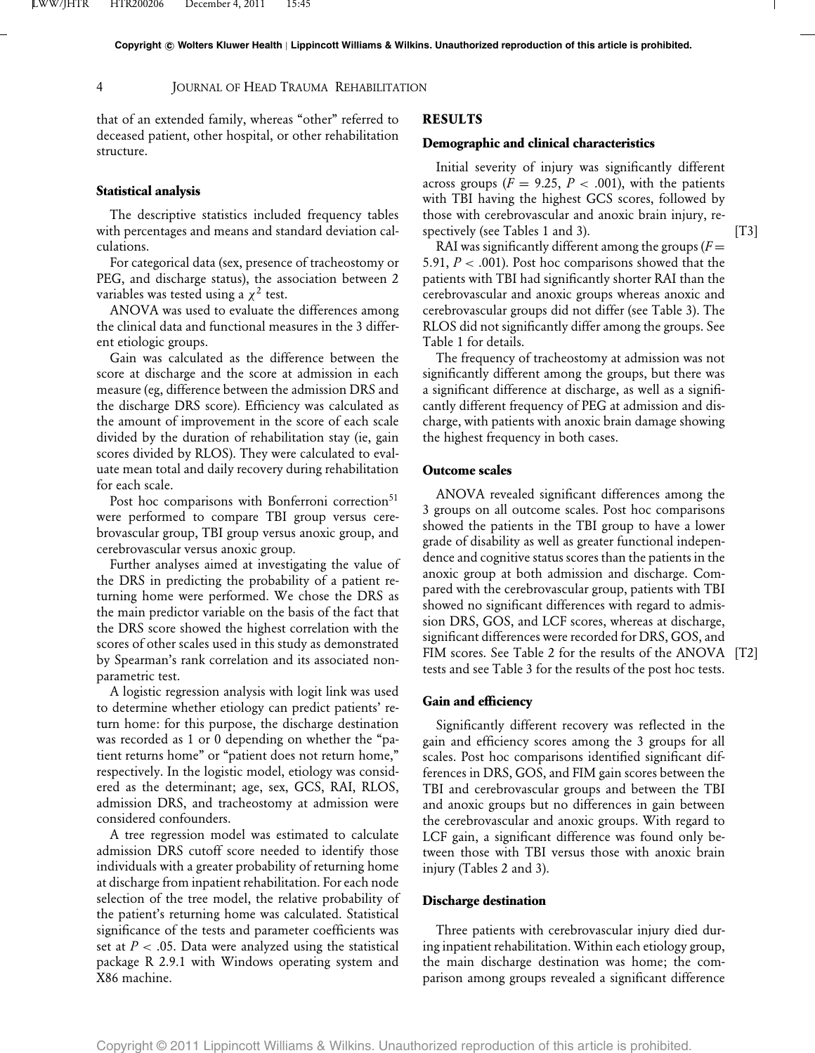that of an extended family, whereas "other" referred to deceased patient, other hospital, or other rehabilitation structure.

### Statistical analysis

The descriptive statistics included frequency tables with percentages and means and standard deviation calculations.

For categorical data (sex, presence of tracheostomy or PEG, and discharge status), the association between 2 variables was tested using a $\chi^2$ test.

ANOVA was used to evaluate the differences among the clinical data and functional measures in the 3 different etiologic groups.

Gain was calculated as the difference between the score at discharge and the score at admission in each measure (eg, difference between the admission DRS and the discharge DRS score). Efficiency was calculated as the amount of improvement in the score of each scale divided by the duration of rehabilitation stay (ie, gain scores divided by RLOS). They were calculated to evaluate mean total and daily recovery during rehabilitation for each scale.

Post hoc comparisons with Bonferroni correction[51] were performed to compare TBI group versus cerebrovascular group, TBI group versus anoxic group, and cerebrovascular versus anoxic group.

Further analyses aimed at investigating the value of the DRS in predicting the probability of a patient returning home were performed. We chose the DRS as the main predictor variable on the basis of the fact that the DRS score showed the highest correlation with the scores of other scales used in this study as demonstrated by Spearman's rank correlation and its associated nonparametric test.

A logistic regression analysis with logit link was used to determine whether etiology can predict patients' return home: for this purpose, the discharge destination was recorded as 1 or 0 depending on whether the "patient returns home" or "patient does not return home," respectively. In the logistic model, etiology was considered as the determinant; age, sex, GCS, RAI, RLOS, admission DRS, and tracheostomy at admission were considered confounders.

A tree regression model was estimated to calculate admission DRS cutoff score needed to identify those individuals with a greater probability of returning home at discharge from inpatient rehabilitation. For each node selection of the tree model, the relative probability of the patient's returning home was calculated. Statistical significance of the tests and parameter coefficients was set at $P < .05$. Data were analyzed using the statistical package R 2.9.1 with Windows operating system and X86 machine.

## RESULTS

### Demographic and clinical characteristics

Initial severity of injury was significantly different across groups ($F = 9.25$, $P < .001$), with the patients with TBI having the highest GCS scores, followed by those with cerebrovascular and anoxic brain injury, respectively (see Tables 1 and 3).

RAI was significantly different among the groups ($F = 5.91$, $P < .001$). Post hoc comparisons showed that the patients with TBI had significantly shorter RAI than the cerebrovascular and anoxic groups whereas anoxic and cerebrovascular groups did not differ (see Table 3). The RLOS did not significantly differ among the groups. See Table 1 for details.

The frequency of tracheostomy at admission was not significantly different among the groups, but there was a significant difference at discharge, as well as a significantly different frequency of PEG at admission and discharge, with patients with anoxic brain damage showing the highest frequency in both cases.

### Outcome scales

ANOVA revealed significant differences among the 3 groups on all outcome scales. Post hoc comparisons showed the patients in the TBI group to have a lower grade of disability as well as greater functional independence and cognitive status scores than the patients in the anoxic group at both admission and discharge. Compared with the cerebrovascular group, patients with TBI showed no significant differences with regard to admission DRS, GOS, and LCF scores, whereas at discharge, significant differences were recorded for DRS, GOS, and FIM scores. See Table 2 for the results of the ANOVA tests and see Table 3 for the results of the post hoc tests.

### Gain and efficiency

Significantly different recovery was reflected in the gain and efficiency scores among the 3 groups for all scales. Post hoc comparisons identified significant differences in DRS, GOS, and FIM gain scores between the TBI and cerebrovascular groups and between the TBI and anoxic groups but no differences in gain between the cerebrovascular and anoxic groups. With regard to LCF gain, a significant difference was found only between those with TBI versus those with anoxic brain injury (Tables 2 and 3).

### Discharge destination

Three patients with cerebrovascular injury died during inpatient rehabilitation. Within each etiology group, the main discharge destination was home; the comparison among groups revealed a significant difference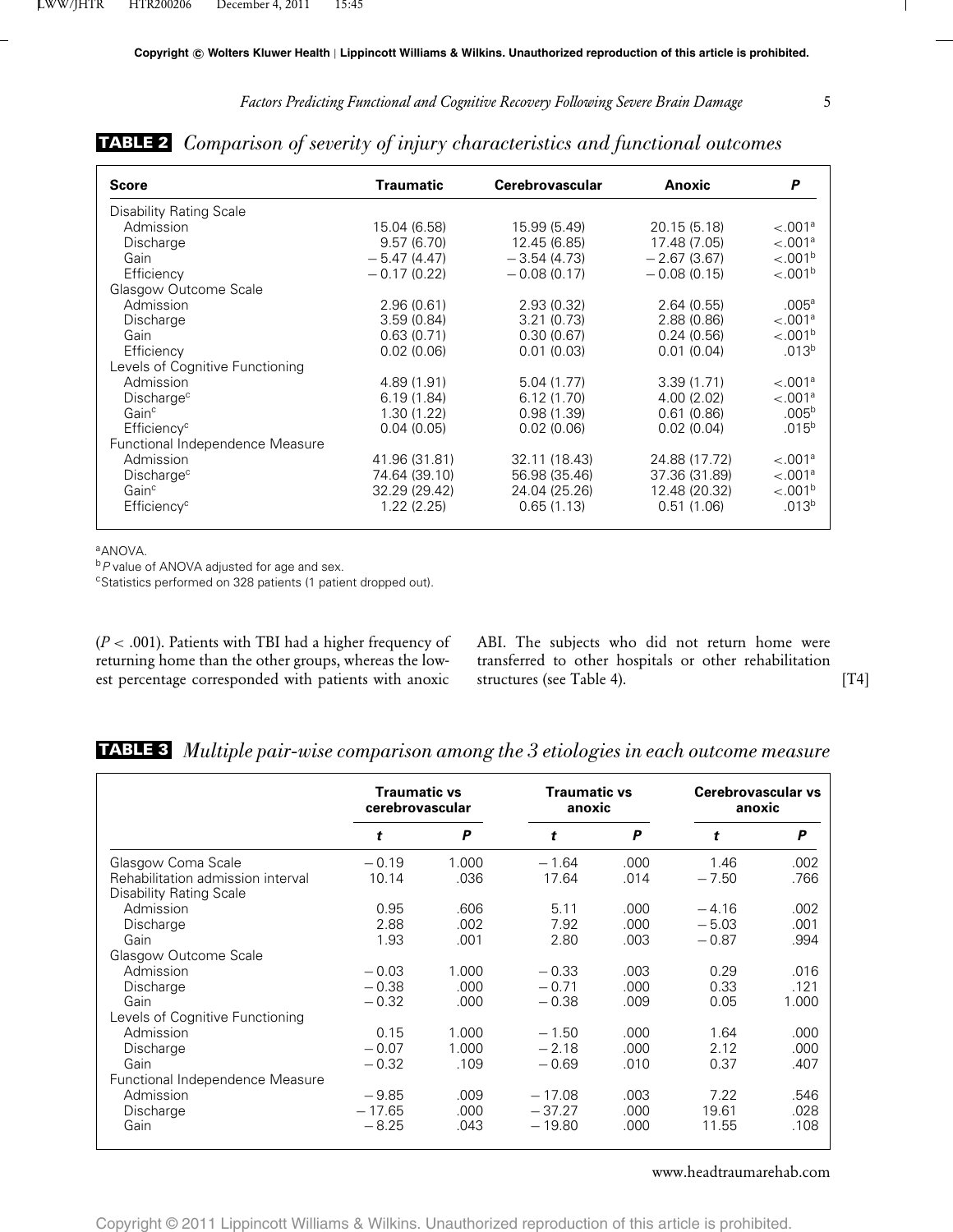**TABLE 2** *Comparison of severity of injury characteristics and functional outcomes*

| Score | Traumatic | Cerebrovascular | Anoxic | *P* |
|---|---|---|---|---|
| Disability Rating Scale | | | | |
| Admission | 15.04 (6.58) | 15.99 (5.49) | 20.15 (5.18) | <.001[a] |
| Discharge | 9.57 (6.70) | 12.45 (6.85) | 17.48 (7.05) | <.001[a] |
| Gain | −5.47 (4.47) | −3.54 (4.73) | −2.67 (3.67) | <.001[b] |
| Efficiency | −0.17 (0.22) | −0.08 (0.17) | −0.08 (0.15) | <.001[b] |
| Glasgow Outcome Scale | | | | |
| Admission | 2.96 (0.61) | 2.93 (0.32) | 2.64 (0.55) | .005[a] |
| Discharge | 3.59 (0.84) | 3.21 (0.73) | 2.88 (0.86) | <.001[a] |
| Gain | 0.63 (0.71) | 0.30 (0.67) | 0.24 (0.56) | <.001[b] |
| Efficiency | 0.02 (0.06) | 0.01 (0.03) | 0.01 (0.04) | .013[b] |
| Levels of Cognitive Functioning | | | | |
| Admission | 4.89 (1.91) | 5.04 (1.77) | 3.39 (1.71) | <.001[a] |
| Discharge[c] | 6.19 (1.84) | 6.12 (1.70) | 4.00 (2.02) | <.001[a] |
| Gain[c] | 1.30 (1.22) | 0.98 (1.39) | 0.61 (0.86) | .005[b] |
| Efficiency[c] | 0.04 (0.05) | 0.02 (0.06) | 0.02 (0.04) | .015[b] |
| Functional Independence Measure | | | | |
| Admission | 41.96 (31.81) | 32.11 (18.43) | 24.88 (17.72) | <.001[a] |
| Discharge[c] | 74.64 (39.10) | 56.98 (35.46) | 37.36 (31.89) | <.001[a] |
| Gain[c] | 32.29 (29.42) | 24.04 (25.26) | 12.48 (20.32) | <.001[b] |
| Efficiency[c] | 1.22 (2.25) | 0.65 (1.13) | 0.51 (1.06) | .013[b] |

[a]ANOVA.
[b]*P* value of ANOVA adjusted for age and sex.
[c]Statistics performed on 328 patients (1 patient dropped out).

($P < .001$). Patients with TBI had a higher frequency of returning home than the other groups, whereas the lowest percentage corresponded with patients with anoxic ABI. The subjects who did not return home were transferred to other hospitals or other rehabilitation structures (see Table 4).

**TABLE 3** *Multiple pair-wise comparison among the 3 etiologies in each outcome measure*

| | Traumatic vs cerebrovascular | | Traumatic vs anoxic | | Cerebrovascular vs anoxic | |
|---|---|---|---|---|---|---|
| | *t* | *P* | *t* | *P* | *t* | *P* |
| Glasgow Coma Scale | −0.19 | 1.000 | −1.64 | .000 | 1.46 | .002 |
| Rehabilitation admission interval | 10.14 | .036 | 17.64 | .014 | −7.50 | .766 |
| Disability Rating Scale | | | | | | |
| Admission | 0.95 | .606 | 5.11 | .000 | −4.16 | .002 |
| Discharge | 2.88 | .002 | 7.92 | .000 | −5.03 | .001 |
| Gain | 1.93 | .001 | 2.80 | .003 | −0.87 | .994 |
| Glasgow Outcome Scale | | | | | | |
| Admission | −0.03 | 1.000 | −0.33 | .003 | 0.29 | .016 |
| Discharge | −0.38 | .000 | −0.71 | .000 | 0.33 | .121 |
| Gain | −0.32 | .000 | −0.38 | .009 | 0.05 | 1.000 |
| Levels of Cognitive Functioning | | | | | | |
| Admission | 0.15 | 1.000 | −1.50 | .000 | 1.64 | .000 |
| Discharge | −0.07 | 1.000 | −2.18 | .000 | 2.12 | .000 |
| Gain | −0.32 | .109 | −0.69 | .010 | 0.37 | .407 |
| Functional Independence Measure | | | | | | |
| Admission | −9.85 | .009 | −17.08 | .003 | 7.22 | .546 |
| Discharge | −17.65 | .000 | −37.27 | .000 | 19.61 | .028 |
| Gain | −8.25 | .043 | −19.80 | .000 | 11.55 | .108 |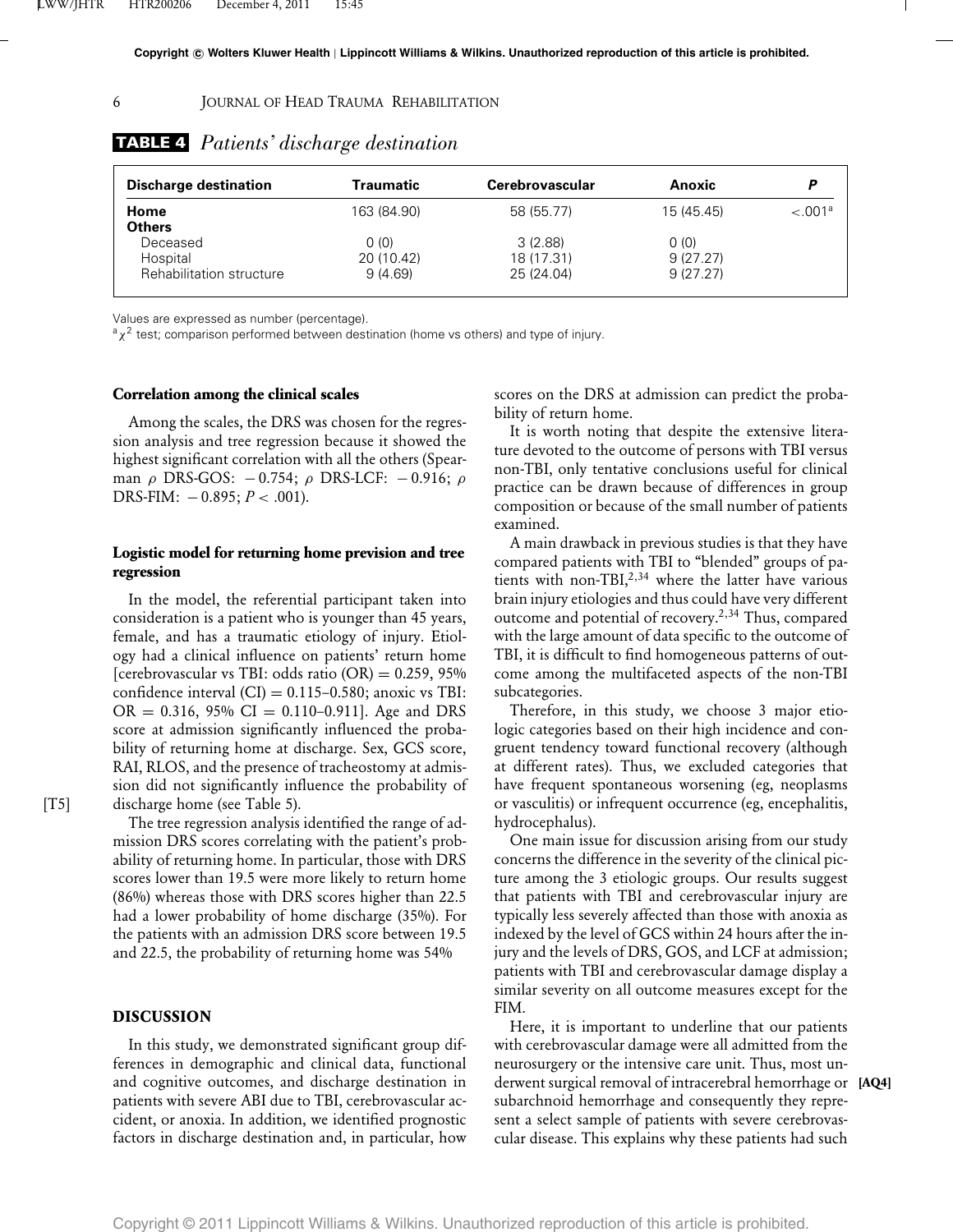**TABLE 4** *Patients' discharge destination*

| Discharge destination | Traumatic | Cerebrovascular | Anoxic | *P* |
|---|---|---|---|---|
| **Home** | 163 (84.90) | 58 (55.77) | 15 (45.45) | <.001[a] |
| **Others** | | | | |
| Deceased | 0 (0) | 3 (2.88) | 0 (0) | |
| Hospital | 20 (10.42) | 18 (17.31) | 9 (27.27) | |
| Rehabilitation structure | 9 (4.69) | 25 (24.04) | 9 (27.27) | |

Values are expressed as number (percentage).
[a] $\chi^2$ test; comparison performed between destination (home vs others) and type of injury.

### Correlation among the clinical scales

Among the scales, the DRS was chosen for the regression analysis and tree regression because it showed the highest significant correlation with all the others (Spearman $\rho$ DRS-GOS: $-0.754$; $\rho$ DRS-LCF: $-0.916$; $\rho$ DRS-FIM: $-0.895$; $P < .001$).

### Logistic model for returning home prevision and tree regression

In the model, the referential participant taken into consideration is a patient who is younger than 45 years, female, and has a traumatic etiology of injury. Etiology had a clinical influence on patients' return home [cerebrovascular vs TBI: odds ratio (OR) = 0.259, 95% confidence interval (CI) = 0.115–0.580; anoxic vs TBI: OR = 0.316, 95% CI = 0.110–0.911]. Age and DRS score at admission significantly influenced the probability of returning home at discharge. Sex, GCS score, RAI, RLOS, and the presence of tracheostomy at admission did not significantly influence the probability of discharge home (see Table 5).

The tree regression analysis identified the range of admission DRS scores correlating with the patient's probability of returning home. In particular, those with DRS scores lower than 19.5 were more likely to return home (86%) whereas those with DRS scores higher than 22.5 had a lower probability of home discharge (35%). For the patients with an admission DRS score between 19.5 and 22.5, the probability of returning home was 54%

## DISCUSSION

In this study, we demonstrated significant group differences in demographic and clinical data, functional and cognitive outcomes, and discharge destination in patients with severe ABI due to TBI, cerebrovascular accident, or anoxia. In addition, we identified prognostic factors in discharge destination and, in particular, how scores on the DRS at admission can predict the probability of return home.

It is worth noting that despite the extensive literature devoted to the outcome of persons with TBI versus non-TBI, only tentative conclusions useful for clinical practice can be drawn because of differences in group composition or because of the small number of patients examined.

A main drawback in previous studies is that they have compared patients with TBI to "blended" groups of patients with non-TBI,[2,34] where the latter have various brain injury etiologies and thus could have very different outcome and potential of recovery.[2,34] Thus, compared with the large amount of data specific to the outcome of TBI, it is difficult to find homogeneous patterns of outcome among the multifaceted aspects of the non-TBI subcategories.

Therefore, in this study, we choose 3 major etiologic categories based on their high incidence and congruent tendency toward functional recovery (although at different rates). Thus, we excluded categories that have frequent spontaneous worsening (eg, neoplasms or vasculitis) or infrequent occurrence (eg, encephalitis, hydrocephalus).

One main issue for discussion arising from our study concerns the difference in the severity of the clinical picture among the 3 etiologic groups. Our results suggest that patients with TBI and cerebrovascular injury are typically less severely affected than those with anoxia as indexed by the level of GCS within 24 hours after the injury and the levels of DRS, GOS, and LCF at admission; patients with TBI and cerebrovascular damage display a similar severity on all outcome measures except for the FIM.

Here, it is important to underline that our patients with cerebrovascular damage were all admitted from the neurosurgery or the intensive care unit. Thus, most underwent surgical removal of intracerebral hemorrhage or subarachnoid hemorrhage and consequently they represent a select sample of patients with severe cerebrovascular disease. This explains why these patients had such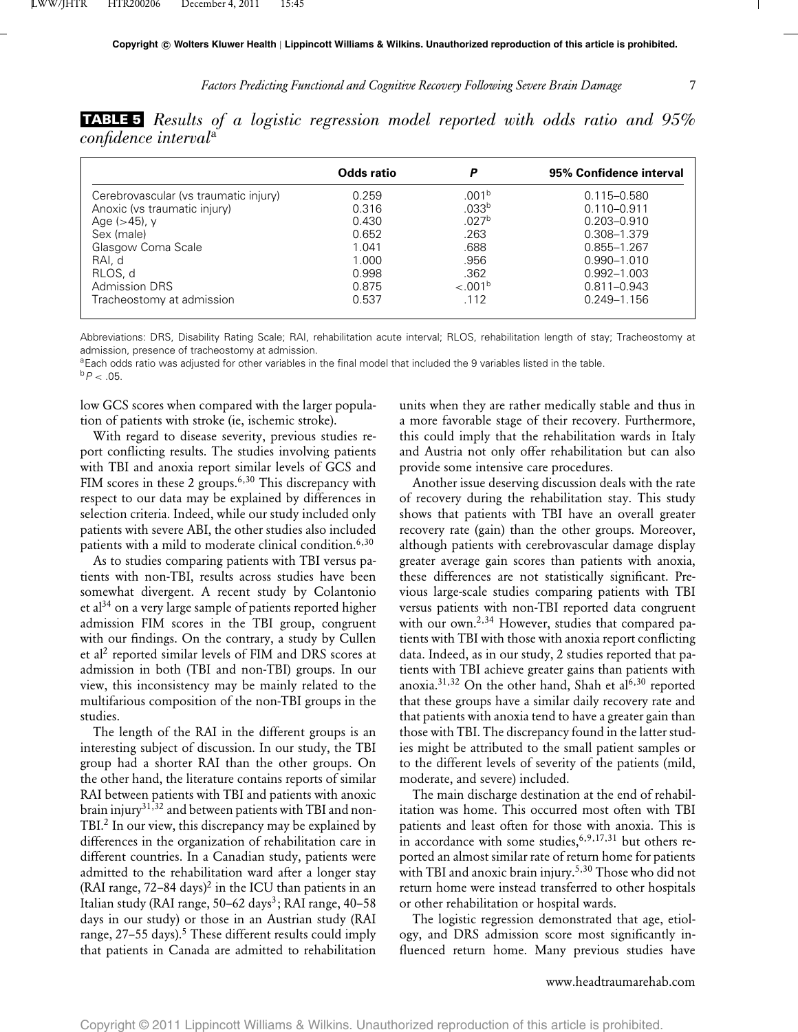**TABLE 5** *Results of a logistic regression model reported with odds ratio and 95% confidence interval*[a]

| | Odds ratio | *P* | 95% Confidence interval |
|---|---|---|---|
| Cerebrovascular (vs traumatic injury) | 0.259 | .001[b] | 0.115–0.580 |
| Anoxic (vs traumatic injury) | 0.316 | .033[b] | 0.110–0.911 |
| Age (>45), y | 0.430 | .027[b] | 0.203–0.910 |
| Sex (male) | 0.652 | .263 | 0.308–1.379 |
| Glasgow Coma Scale | 1.041 | .688 | 0.855–1.267 |
| RAI, d | 1.000 | .956 | 0.990–1.010 |
| RLOS, d | 0.998 | .362 | 0.992–1.003 |
| Admission DRS | 0.875 | <.001[b] | 0.811–0.943 |
| Tracheostomy at admission | 0.537 | .112 | 0.249–1.156 |

Abbreviations: DRS, Disability Rating Scale; RAI, rehabilitation acute interval; RLOS, rehabilitation length of stay; Tracheostomy at admission, presence of tracheostomy at admission.

[a]Each odds ratio was adjusted for other variables in the final model that included the 9 variables listed in the table.

[b]$P < .05$.

low GCS scores when compared with the larger population of patients with stroke (ie, ischemic stroke).

With regard to disease severity, previous studies report conflicting results. The studies involving patients with TBI and anoxia report similar levels of GCS and FIM scores in these 2 groups.[6,30] This discrepancy with respect to our data may be explained by differences in selection criteria. Indeed, while our study included only patients with severe ABI, the other studies also included patients with a mild to moderate clinical condition.[6,30]

As to studies comparing patients with TBI versus patients with non-TBI, results across studies have been somewhat divergent. A recent study by Colantonio et al[34] on a very large sample of patients reported higher admission FIM scores in the TBI group, congruent with our findings. On the contrary, a study by Cullen et al[2] reported similar levels of FIM and DRS scores at admission in both (TBI and non-TBI) groups. In our view, this inconsistency may be mainly related to the multifarious composition of the non-TBI groups in the studies.

The length of the RAI in the different groups is an interesting subject of discussion. In our study, the TBI group had a shorter RAI than the other groups. On the other hand, the literature contains reports of similar RAI between patients with TBI and patients with anoxic brain injury[31,32] and between patients with TBI and non-TBI.[2] In our view, this discrepancy may be explained by differences in the organization of rehabilitation care in different countries. In a Canadian study, patients were admitted to the rehabilitation ward after a longer stay (RAI range, 72–84 days)[2] in the ICU than patients in an Italian study (RAI range, 50–62 days[3]; RAI range, 40–58 days in our study) or those in an Austrian study (RAI range, 27–55 days).[5] These different results could imply that patients in Canada are admitted to rehabilitation units when they are rather medically stable and thus in a more favorable stage of their recovery. Furthermore, this could imply that the rehabilitation wards in Italy and Austria not only offer rehabilitation but can also provide some intensive care procedures.

Another issue deserving discussion deals with the rate of recovery during the rehabilitation stay. This study shows that patients with TBI have an overall greater recovery rate (gain) than the other groups. Moreover, although patients with cerebrovascular damage display greater average gain scores than patients with anoxia, these differences are not statistically significant. Previous large-scale studies comparing patients with TBI versus patients with non-TBI reported data congruent with our own.[2,34] However, studies that compared patients with TBI with those with anoxia report conflicting data. Indeed, as in our study, 2 studies reported that patients with TBI achieve greater gains than patients with anoxia.[31,32] On the other hand, Shah et al[6,30] reported that these groups have a similar daily recovery rate and that patients with anoxia tend to have a greater gain than those with TBI. The discrepancy found in the latter studies might be attributed to the small patient samples or to the different levels of severity of the patients (mild, moderate, and severe) included.

The main discharge destination at the end of rehabilitation was home. This occurred most often with TBI patients and least often for those with anoxia. This is in accordance with some studies,[6,9,17,31] but others reported an almost similar rate of return home for patients with TBI and anoxic brain injury.[5,30] Those who did not return home were instead transferred to other hospitals or other rehabilitation or hospital wards.

The logistic regression demonstrated that age, etiology, and DRS admission score most significantly influenced return home. Many previous studies have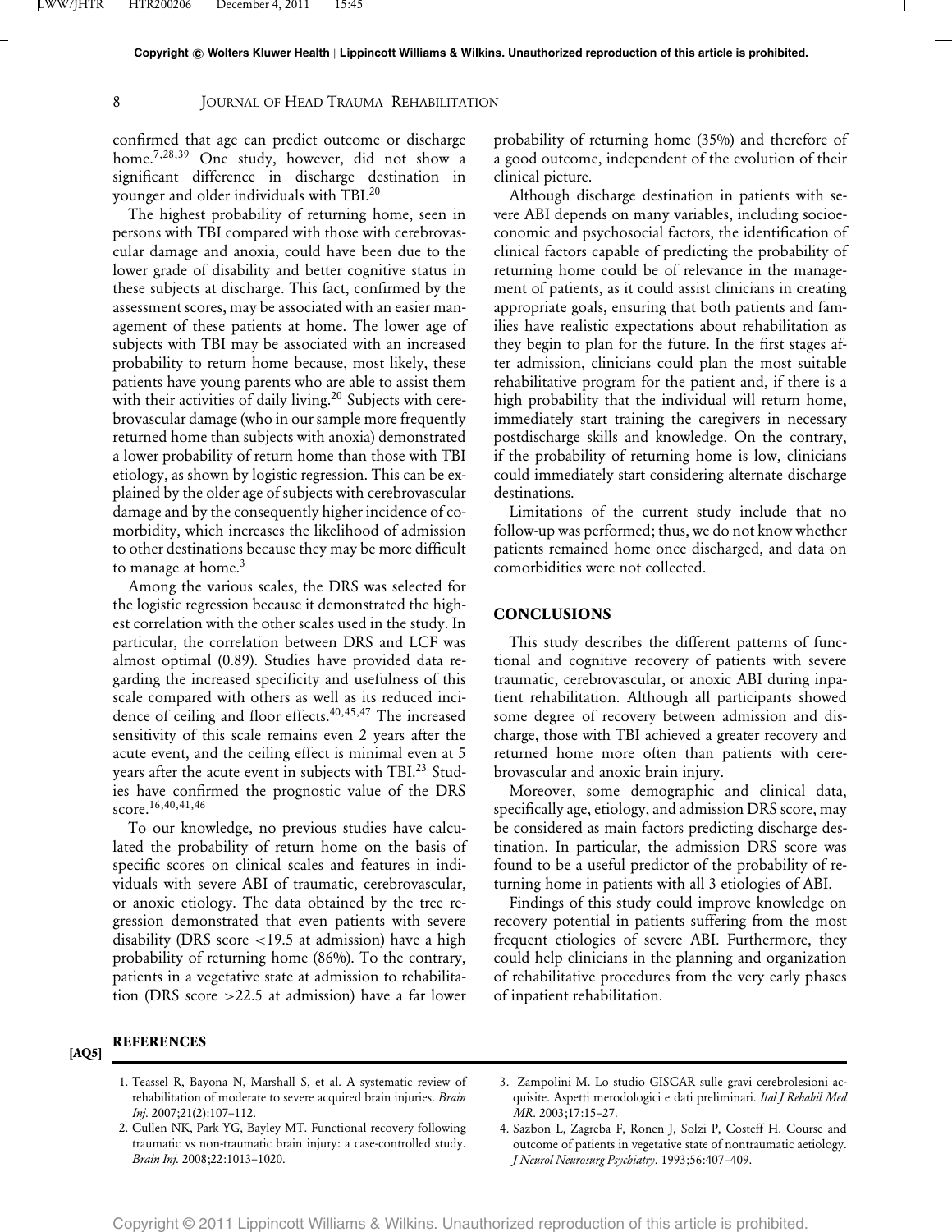confirmed that age can predict outcome or discharge home.[7,28,39] One study, however, did not show a significant difference in discharge destination in younger and older individuals with TBI.[20]

The highest probability of returning home, seen in persons with TBI compared with those with cerebrovascular damage and anoxia, could have been due to the lower grade of disability and better cognitive status in these subjects at discharge. This fact, confirmed by the assessment scores, may be associated with an easier management of these patients at home. The lower age of subjects with TBI may be associated with an increased probability to return home because, most likely, these patients have young parents who are able to assist them with their activities of daily living.[20] Subjects with cerebrovascular damage (who in our sample more frequently returned home than subjects with anoxia) demonstrated a lower probability of return home than those with TBI etiology, as shown by logistic regression. This can be explained by the older age of subjects with cerebrovascular damage and by the consequently higher incidence of comorbidity, which increases the likelihood of admission to other destinations because they may be more difficult to manage at home.[3]

Among the various scales, the DRS was selected for the logistic regression because it demonstrated the highest correlation with the other scales used in the study. In particular, the correlation between DRS and LCF was almost optimal (0.89). Studies have provided data regarding the increased specificity and usefulness of this scale compared with others as well as its reduced incidence of ceiling and floor effects.[40,45,47] The increased sensitivity of this scale remains even 2 years after the acute event, and the ceiling effect is minimal even at 5 years after the acute event in subjects with TBI.[23] Studies have confirmed the prognostic value of the DRS score.[16,40,41,46]

To our knowledge, no previous studies have calculated the probability of return home on the basis of specific scores on clinical scales and features in individuals with severe ABI of traumatic, cerebrovascular, or anoxic etiology. The data obtained by the tree regression demonstrated that even patients with severe disability (DRS score $<$19.5 at admission) have a high probability of returning home (86%). To the contrary, patients in a vegetative state at admission to rehabilitation (DRS score $>$22.5 at admission) have a far lower probability of returning home (35%) and therefore of a good outcome, independent of the evolution of their clinical picture.

Although discharge destination in patients with severe ABI depends on many variables, including socioeconomic and psychosocial factors, the identification of clinical factors capable of predicting the probability of returning home could be of relevance in the management of patients, as it could assist clinicians in creating appropriate goals, ensuring that both patients and families have realistic expectations about rehabilitation as they begin to plan for the future. In the first stages after admission, clinicians could plan the most suitable rehabilitative program for the patient and, if there is a high probability that the individual will return home, immediately start training the caregivers in necessary postdischarge skills and knowledge. On the contrary, if the probability of returning home is low, clinicians could immediately start considering alternate discharge destinations.

Limitations of the current study include that no follow-up was performed; thus, we do not know whether patients remained home once discharged, and data on comorbidities were not collected.

## CONCLUSIONS

This study describes the different patterns of functional and cognitive recovery of patients with severe traumatic, cerebrovascular, or anoxic ABI during inpatient rehabilitation. Although all participants showed some degree of recovery between admission and discharge, those with TBI achieved a greater recovery and returned home more often than patients with cerebrovascular and anoxic brain injury.

Moreover, some demographic and clinical data, specifically age, etiology, and admission DRS score, may be considered as main factors predicting discharge destination. In particular, the admission DRS score was found to be a useful predictor of the probability of returning home in patients with all 3 etiologies of ABI.

Findings of this study could improve knowledge on recovery potential in patients suffering from the most frequent etiologies of severe ABI. Furthermore, they could help clinicians in the planning and organization of rehabilitative procedures from the very early phases of inpatient rehabilitation.

## REFERENCES

[AQ5]

1. Teassel R, Bayona N, Marshall S, et al. A systematic review of rehabilitation of moderate to severe acquired brain injuries. *Brain Inj*. 2007;21(2):107–112.
2. Cullen NK, Park YG, Bayley MT. Functional recovery following traumatic vs non-traumatic brain injury: a case-controlled study. *Brain Inj*. 2008;22:1013–1020.
3. Zampolini M. Lo studio GISCAR sulle gravi cerebrolesioni acquisite. Aspetti metodologici e dati preliminari. *Ital J Rehabil Med MR*. 2003;17:15–27.
4. Sazbon L, Zagreba F, Ronen J, Solzi P, Costeff H. Course and outcome of patients in vegetative state of nontraumatic aetiology. *J Neurol Neurosurg Psychiatry*. 1993;56:407–409.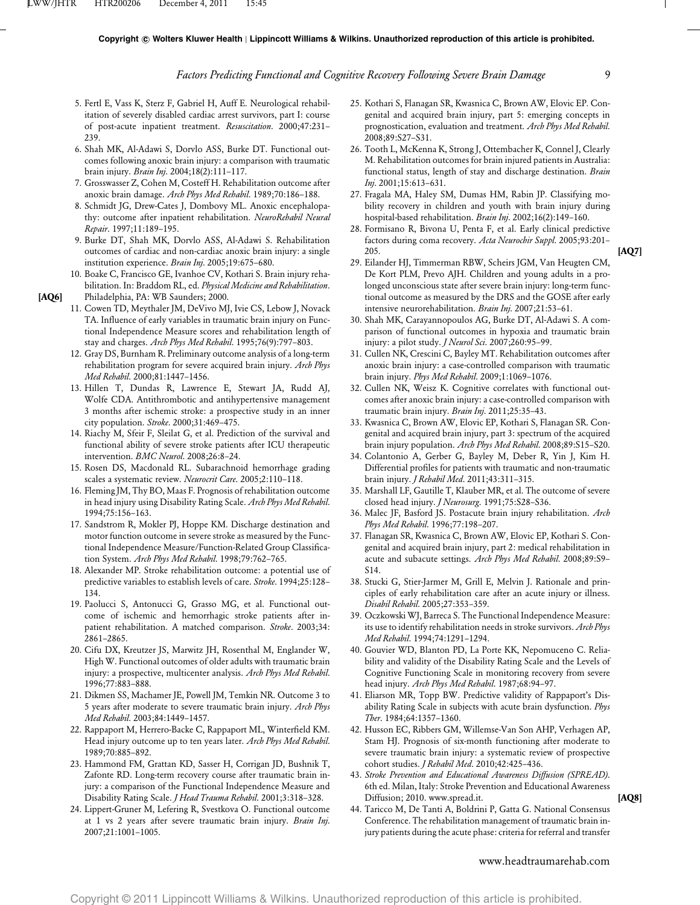5. Fertl E, Vass K, Sterz F, Gabriel H, Auff E. Neurological rehabilitation of severely disabled cardiac arrest survivors, part I: course of post-acute inpatient treatment. *Resuscitation*. 2000;47:231–239.
6. Shah MK, Al-Adawi S, Dorvlo ASS, Burke DT. Functional outcomes following anoxic brain injury: a comparison with traumatic brain injury. *Brain Inj*. 2004;18(2):111–117.
7. Grosswasser Z, Cohen M, Costeff H. Rehabilitation outcome after anoxic brain damage. *Arch Phys Med Rehabil*. 1989;70:186–188.
8. Schmidt JG, Drew-Cates J, Dombovy ML. Anoxic encephalopathy: outcome after inpatient rehabilitation. *NeuroRehabil Neural Repair*. 1997;11:189–195.
9. Burke DT, Shah MK, Dorvlo ASS, Al-Adawi S. Rehabilitation outcomes of cardiac and non-cardiac anoxic brain injury: a single institution experience. *Brain Inj*. 2005;19:675–680.
10. Boake C, Francisco GE, Ivanhoe CV, Kothari S. Brain injury rehabilitation. In: Braddom RL, ed. *Physical Medicine and Rehabilitation*. Philadelphia, PA: WB Saunders; 2000. **[AQ6]**
11. Cowen TD, Meythaler JM, DeVivo MJ, Ivie CS, Lebow J, Novack TA. Influence of early variables in traumatic brain injury on Functional Independence Measure scores and rehabilitation length of stay and charges. *Arch Phys Med Rehabil*. 1995;76(9):797–803.
12. Gray DS, Burnham R. Preliminary outcome analysis of a long-term rehabilitation program for severe acquired brain injury. *Arch Phys Med Rehabil*. 2000;81:1447–1456.
13. Hillen T, Dundas R, Lawrence E, Stewart JA, Rudd AJ, Wolfe CDA. Antithrombotic and antihypertensive management 3 months after ischemic stroke: a prospective study in an inner city population. *Stroke*. 2000;31:469–475.
14. Riachy M, Sfeir F, Sleilat G, et al. Prediction of the survival and functional ability of severe stroke patients after ICU therapeutic intervention. *BMC Neurol*. 2008;26:8–24.
15. Rosen DS, Macdonald RL. Subarachnoid hemorrhage grading scales a systematic review. *Neurocrit Care*. 2005;2:110–118.
16. Fleming JM, Thy BO, Maas F. Prognosis of rehabilitation outcome in head injury using Disability Rating Scale. *Arch Phys Med Rehabil*. 1994;75:156–163.
17. Sandstrom R, Mokler PJ, Hoppe KM. Discharge destination and motor function outcome in severe stroke as measured by the Functional Independence Measure/Function-Related Group Classification System. *Arch Phys Med Rehabil*. 1998;79:762–765.
18. Alexander MP. Stroke rehabilitation outcome: a potential use of predictive variables to establish levels of care. *Stroke*. 1994;25:128–134.
19. Paolucci S, Antonucci G, Grasso MG, et al. Functional outcome of ischemic and hemorrhagic stroke patients after inpatient rehabilitation. A matched comparison. *Stroke*. 2003;34:2861–2865.
20. Cifu DX, Kreutzer JS, Marwitz JH, Rosenthal M, Englander W, High W. Functional outcomes of older adults with traumatic brain injury: a prospective, multicenter analysis. *Arch Phys Med Rehabil*. 1996;77:883–888.
21. Dikmen SS, Machamer JE, Powell JM, Temkin NR. Outcome 3 to 5 years after moderate to severe traumatic brain injury. *Arch Phys Med Rehabil*. 2003;84:1449–1457.
22. Rappaport M, Herrero-Backe C, Rappaport ML, Winterfield KM. Head injury outcome up to ten years later. *Arch Phys Med Rehabil*. 1989;70:885–892.
23. Hammond FM, Grattan KD, Sasser H, Corrigan JD, Bushnik T, Zafonte RD. Long-term recovery course after traumatic brain injury: a comparison of the Functional Independence Measure and Disability Rating Scale. *J Head Trauma Rehabil*. 2001;3:318–328.
24. Lippert-Gruner M, Lefering R, Svestkova O. Functional outcome at 1 vs 2 years after severe traumatic brain injury. *Brain Inj*. 2007;21:1001–1005.
25. Kothari S, Flanagan SR, Kwasnica C, Brown AW, Elovic EP. Congenital and acquired brain injury, part 5: emerging concepts in prognostication, evaluation and treatment. *Arch Phys Med Rehabil*. 2008;89:S27–S31.
26. Tooth L, McKenna K, Strong J, Ottembacher K, Connel J, Clearly M. Rehabilitation outcomes for brain injured patients in Australia: functional status, length of stay and discharge destination. *Brain Inj*. 2001;15:613–631.
27. Fragala MA, Haley SM, Dumas HM, Rabin JP. Classifying mobility recovery in children and youth with brain injury during hospital-based rehabilitation. *Brain Inj*. 2002;16(2):149–160.
28. Formisano R, Bivona U, Penta F, et al. Early clinical predictive factors during coma recovery. *Acta Neurochir Suppl*. 2005;93:201–205. **[AQ7]**
29. Eilander HJ, Timmerman RBW, Scheirs JGM, Van Heugten CM, De Kort PLM, Prevo AJH. Children and young adults in a prolonged unconscious state after severe brain injury: long-term functional outcome as measured by the DRS and the GOSE after early intensive neurorehabilitation. *Brain Inj*. 2007;21:53–61.
30. Shah MK, Carayannopoulos AG, Burke DT, Al-Adawi S. A comparison of functional outcomes in hypoxia and traumatic brain injury: a pilot study. *J Neurol Sci*. 2007;260:95–99.
31. Cullen NK, Crescini C, Bayley MT. Rehabilitation outcomes after anoxic brain injury: a case-controlled comparison with traumatic brain injury. *Phys Med Rehabil*. 2009;1:1069–1076.
32. Cullen NK, Weisz K. Cognitive correlates with functional outcomes after anoxic brain injury: a case-controlled comparison with traumatic brain injury. *Brain Inj*. 2011;25:35–43.
33. Kwasnica C, Brown AW, Elovic EP, Kothari S, Flanagan SR. Congenital and acquired brain injury, part 3: spectrum of the acquired brain injury population. *Arch Phys Med Rehabil*. 2008;89:S15–S20.
34. Colantonio A, Gerber G, Bayley M, Deber R, Yin J, Kim H. Differential profiles for patients with traumatic and non-traumatic brain injury. *J Rehabil Med*. 2011;43:311–315.
35. Marshall LF, Gautille T, Klauber MR, et al. The outcome of severe closed head injury. *J Neurosurg*. 1991;75:S28–S36.
36. Malec JF, Basford JS. Postacute brain injury rehabilitation. *Arch Phys Med Rehabil*. 1996;77:198–207.
37. Flanagan SR, Kwasnica C, Brown AW, Elovic EP, Kothari S. Congenital and acquired brain injury, part 2: medical rehabilitation in acute and subacute settings. *Arch Phys Med Rehabil*. 2008;89:S9–S14.
38. Stucki G, Stier-Jarmer M, Grill E, Melvin J. Rationale and principles of early rehabilitation care after an acute injury or illness. *Disabil Rehabil*. 2005;27:353–359.
39. Oczkowski WJ, Barreca S. The Functional Independence Measure: its use to identify rehabilitation needs in stroke survivors. *Arch Phys Med Rehabil*. 1994;74:1291–1294.
40. Gouvier WD, Blanton PD, La Porte KK, Nepomuceno C. Reliability and validity of the Disability Rating Scale and the Levels of Cognitive Functioning Scale in monitoring recovery from severe head injury. *Arch Phys Med Rehabil*. 1987;68:94–97.
41. Eliarson MR, Topp BW. Predictive validity of Rappaport's Disability Rating Scale in subjects with acute brain dysfunction. *Phys Ther*. 1984;64:1357–1360.
42. Husson EC, Ribbers GM, Willemse-Van Son AHP, Verhagen AP, Stam HJ. Prognosis of six-month functioning after moderate to severe traumatic brain injury: a systematic review of prospective cohort studies. *J Rehabil Med*. 2010;42:425–436.
43. *Stroke Prevention and Educational Awareness Diffusion (SPREAD)*. 6th ed. Milan, Italy: Stroke Prevention and Educational Awareness Diffusion; 2010. www.spread.it. **[AQ8]**
44. Taricco M, De Tanti A, Boldrini P, Gatta G. National Consensus Conference. The rehabilitation management of traumatic brain injury patients during the acute phase: criteria for referral and transfer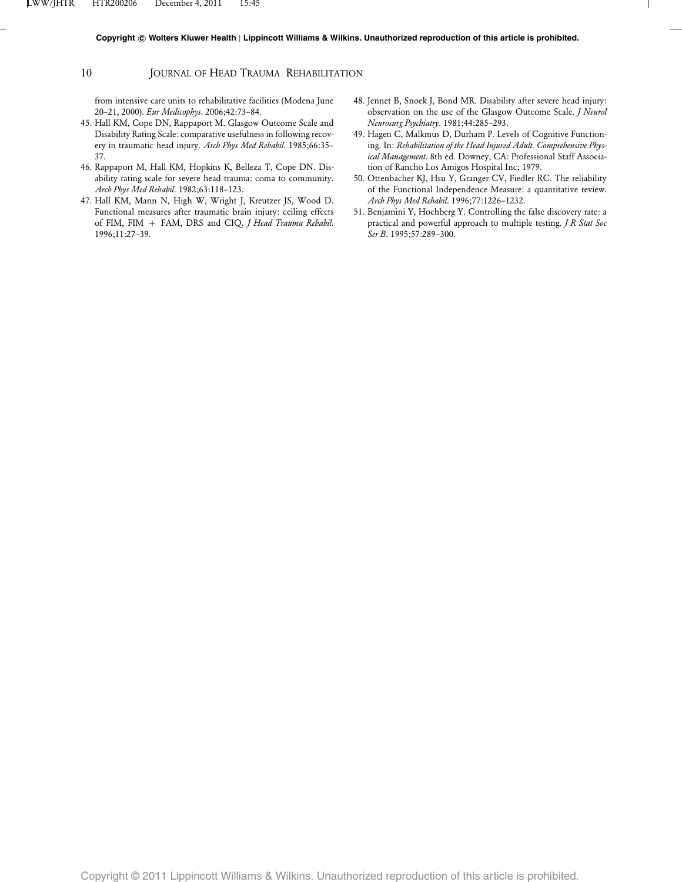from intensive care units to rehabilitative facilities (Modena June 20–21, 2000). *Eur Medicophys*. 2006;42:73–84.

45. Hall KM, Cope DN, Rappaport M. Glasgow Outcome Scale and Disability Rating Scale: comparative usefulness in following recovery in traumatic head injury. *Arch Phys Med Rehabil*. 1985;66:35–37.
46. Rappaport M, Hall KM, Hopkins K, Belleza T, Cope DN. Disability rating scale for severe head trauma: coma to community. *Arch Phys Med Rehabil*. 1982;63:118–123.
47. Hall KM, Mann N, High W, Wright J, Kreutzer JS, Wood D. Functional measures after traumatic brain injury: ceiling effects of FIM, FIM + FAM, DRS and CIQ. *J Head Trauma Rehabil*. 1996;11:27–39.
48. Jennet B, Snoek J, Bond MR. Disability after severe head injury: observation on the use of the Glasgow Outcome Scale. *J Neurol Neurosurg Psychiatry*. 1981;44:285–293.
49. Hagen C, Malkmus D, Durham P. Levels of Cognitive Functioning. In: *Rehabilitation of the Head Injured Adult. Comprehensive Physical Management*. 8th ed. Downey, CA: Professional Staff Association of Rancho Los Amigos Hospital Inc; 1979.
50. Ottenbacher KJ, Hsu Y, Granger CV, Fiedler RC. The reliability of the Functional Independence Measure: a quantitative review. *Arch Phys Med Rehabil*. 1996;77:1226–1232.
51. Benjamini Y, Hochberg Y. Controlling the false discovery rate: a practical and powerful approach to multiple testing. *J R Stat Soc Ser B*. 1995;57:289–300.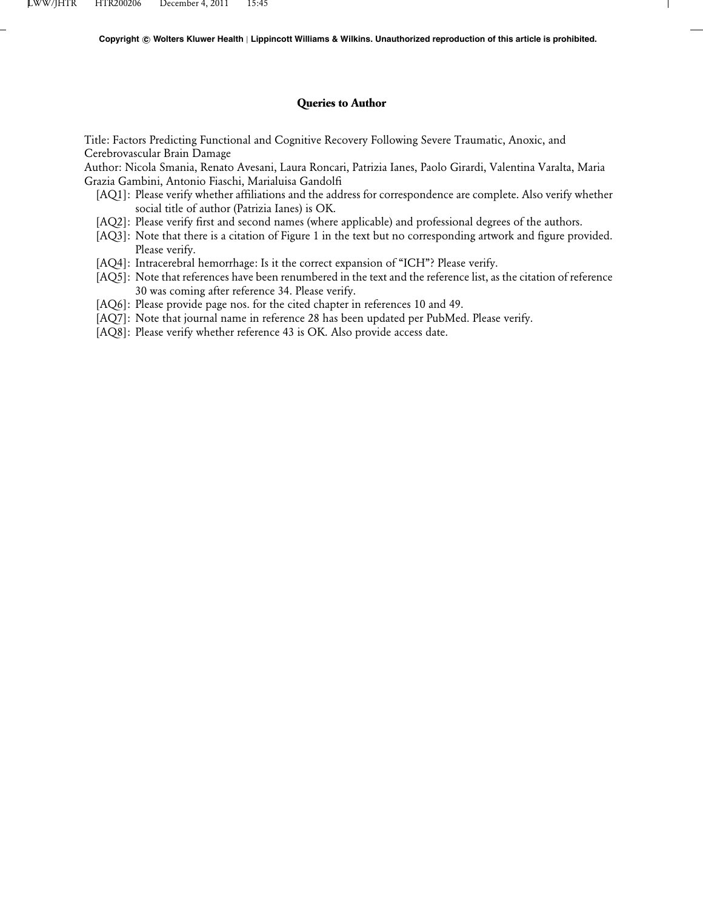## Queries to Author

Title: Factors Predicting Functional and Cognitive Recovery Following Severe Traumatic, Anoxic, and Cerebrovascular Brain Damage

Author: Nicola Smania, Renato Avesani, Laura Roncari, Patrizia Ianes, Paolo Girardi, Valentina Varalta, Maria Grazia Gambini, Antonio Fiaschi, Marialuisa Gandolfi

[AQ1]: Please verify whether affiliations and the address for correspondence are complete. Also verify whether social title of author (Patrizia Ianes) is OK.

[AQ2]: Please verify first and second names (where applicable) and professional degrees of the authors.

[AQ3]: Note that there is a citation of Figure 1 in the text but no corresponding artwork and figure provided. Please verify.

[AQ4]: Intracerebral hemorrhage: Is it the correct expansion of "ICH"? Please verify.

[AQ5]: Note that references have been renumbered in the text and the reference list, as the citation of reference 30 was coming after reference 34. Please verify.

[AQ6]: Please provide page nos. for the cited chapter in references 10 and 49.

[AQ7]: Note that journal name in reference 28 has been updated per PubMed. Please verify.

[AQ8]: Please verify whether reference 43 is OK. Also provide access date.